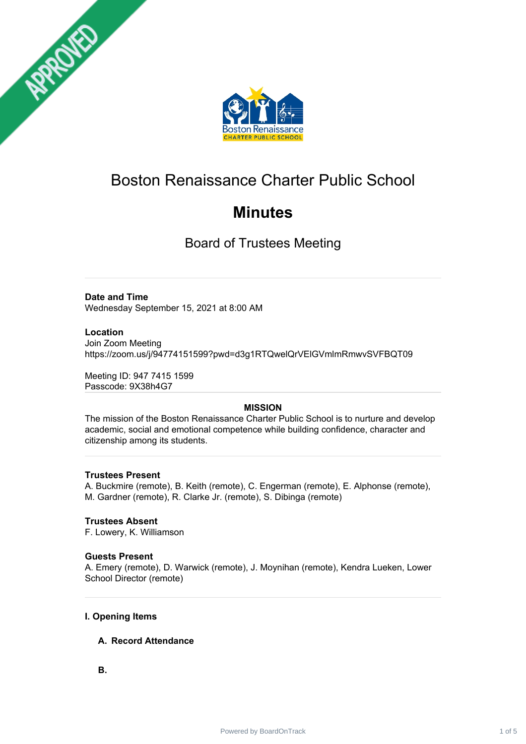# Boston Renaissance Charter Public School

## Minutes

### Board of Trustees Meeting

---

**Date and Time**
Wednesday September 15, 2021 at 8:00 AM

**Location**
Join Zoom Meeting
https://zoom.us/j/94774151599?pwd=d3g1RTQwelQrVElGVmlmRmwvSVFBQT09

Meeting ID: 947 7415 1599
Passcode: 9X38h4G7

---

**MISSION**

The mission of the Boston Renaissance Charter Public School is to nurture and develop academic, social and emotional competence while building confidence, character and citizenship among its students.

---

**Trustees Present**
A. Buckmire (remote), B. Keith (remote), C. Engerman (remote), E. Alphonse (remote), M. Gardner (remote), R. Clarke Jr. (remote), S. Dibinga (remote)

**Trustees Absent**
F. Lowery, K. Williamson

**Guests Present**
A. Emery (remote), D. Warwick (remote), J. Moynihan (remote), Kendra Lueken, Lower School Director (remote)

---

**I. Opening Items**

**A. Record Attendance**

**B.**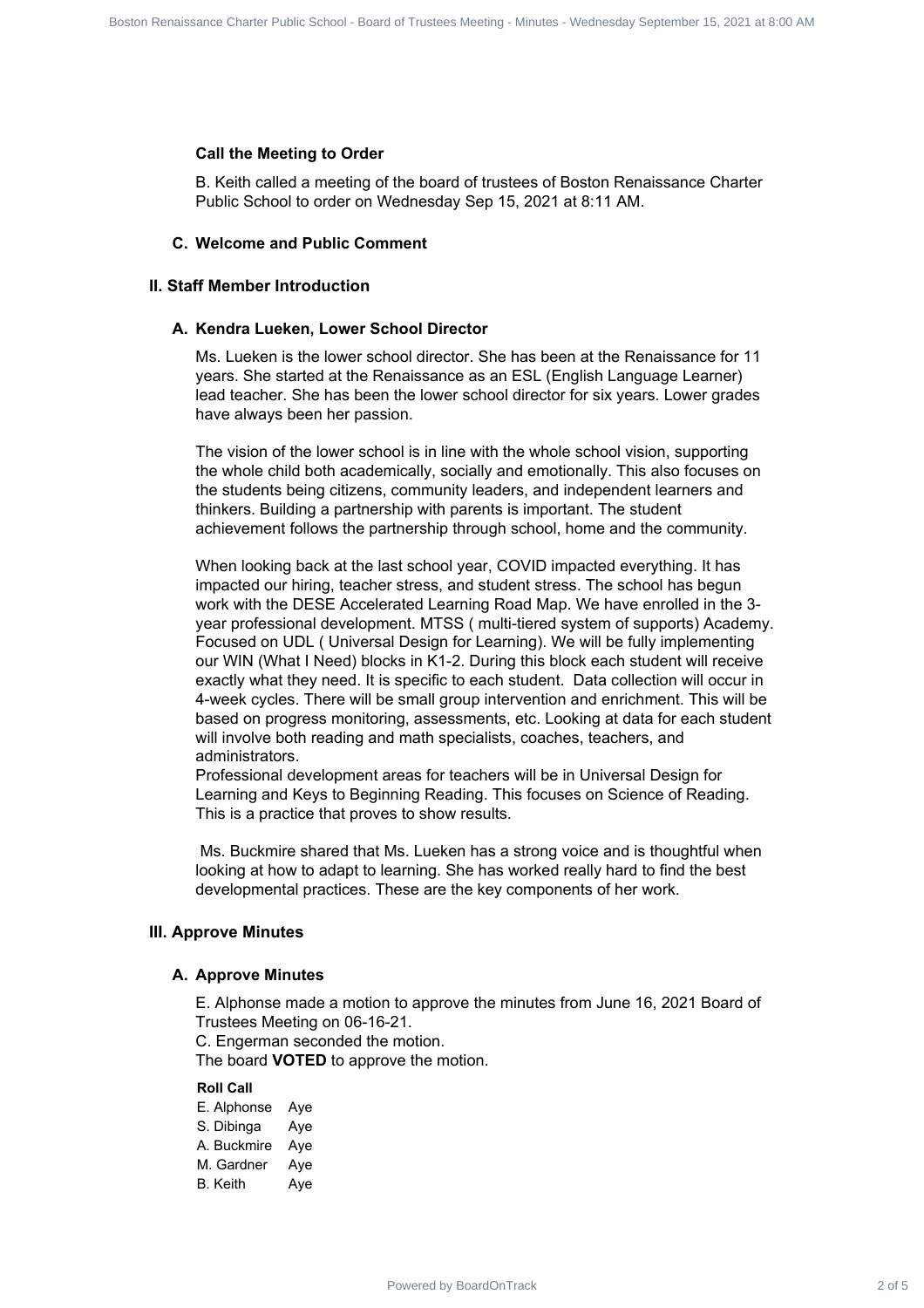**Call the Meeting to Order**

B. Keith called a meeting of the board of trustees of Boston Renaissance Charter Public School to order on Wednesday Sep 15, 2021 at 8:11 AM.

### C. Welcome and Public Comment

## II. Staff Member Introduction

### A. Kendra Lueken, Lower School Director

Ms. Lueken is the lower school director. She has been at the Renaissance for 11 years. She started at the Renaissance as an ESL (English Language Learner) lead teacher. She has been the lower school director for six years. Lower grades have always been her passion.

The vision of the lower school is in line with the whole school vision, supporting the whole child both academically, socially and emotionally. This also focuses on the students being citizens, community leaders, and independent learners and thinkers. Building a partnership with parents is important. The student achievement follows the partnership through school, home and the community.

When looking back at the last school year, COVID impacted everything. It has impacted our hiring, teacher stress, and student stress. The school has begun work with the DESE Accelerated Learning Road Map. We have enrolled in the 3-year professional development. MTSS ( multi-tiered system of supports) Academy. Focused on UDL ( Universal Design for Learning). We will be fully implementing our WIN (What I Need) blocks in K1-2. During this block each student will receive exactly what they need. It is specific to each student. Data collection will occur in 4-week cycles. There will be small group intervention and enrichment. This will be based on progress monitoring, assessments, etc. Looking at data for each student will involve both reading and math specialists, coaches, teachers, and administrators.
Professional development areas for teachers will be in Universal Design for Learning and Keys to Beginning Reading. This focuses on Science of Reading. This is a practice that proves to show results.

Ms. Buckmire shared that Ms. Lueken has a strong voice and is thoughtful when looking at how to adapt to learning. She has worked really hard to find the best developmental practices. These are the key components of her work.

## III. Approve Minutes

### A. Approve Minutes

E. Alphonse made a motion to approve the minutes from June 16, 2021 Board of Trustees Meeting on 06-16-21.
C. Engerman seconded the motion.
The board **VOTED** to approve the motion.

**Roll Call**

| | |
|---|---|
| E. Alphonse | Aye |
| S. Dibinga | Aye |
| A. Buckmire | Aye |
| M. Gardner | Aye |
| B. Keith | Aye |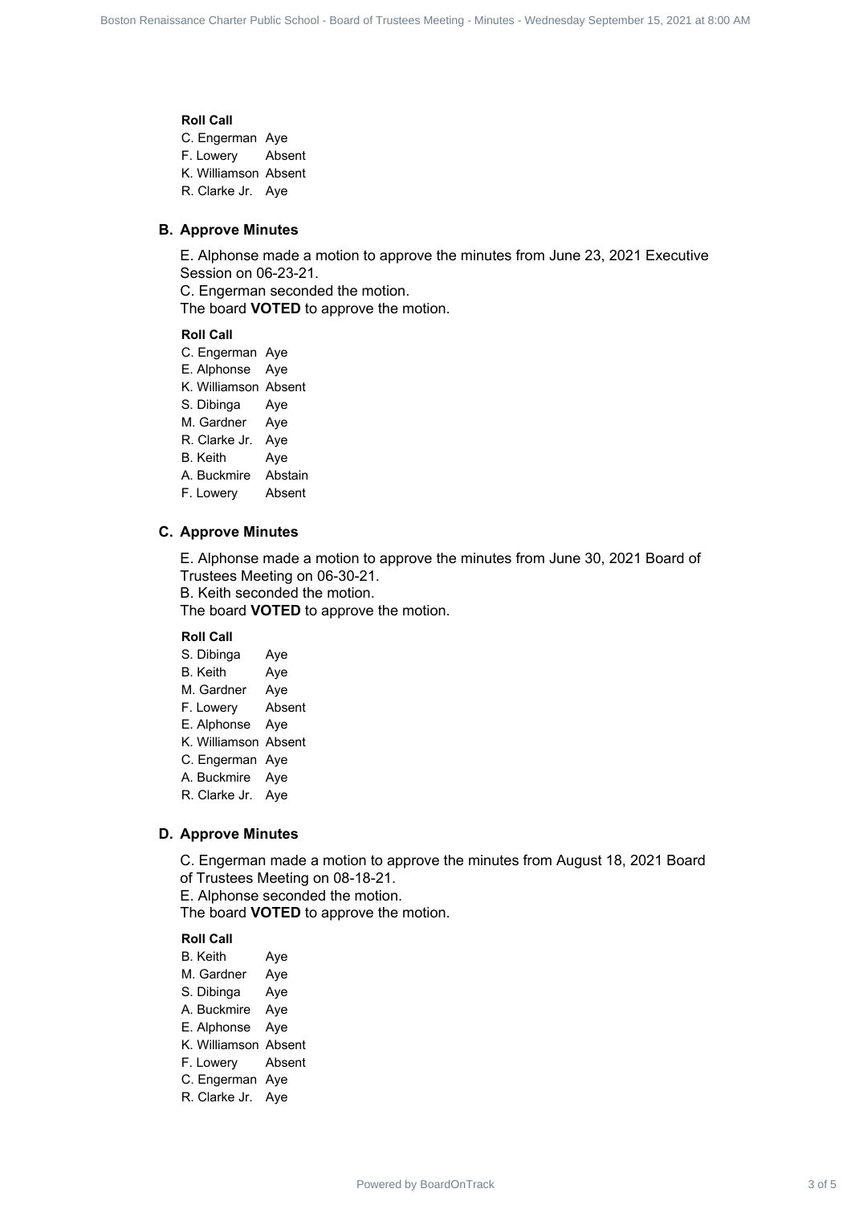**Roll Call**

| | |
|---|---|
| C. Engerman | Aye |
| F. Lowery | Absent |
| K. Williamson | Absent |
| R. Clarke Jr. | Aye |

### B. Approve Minutes

E. Alphonse made a motion to approve the minutes from June 23, 2021 Executive Session on 06-23-21.
C. Engerman seconded the motion.
The board **VOTED** to approve the motion.

**Roll Call**

| | |
|---|---|
| C. Engerman | Aye |
| E. Alphonse | Aye |
| K. Williamson | Absent |
| S. Dibinga | Aye |
| M. Gardner | Aye |
| R. Clarke Jr. | Aye |
| B. Keith | Aye |
| A. Buckmire | Abstain |
| F. Lowery | Absent |

### C. Approve Minutes

E. Alphonse made a motion to approve the minutes from June 30, 2021 Board of Trustees Meeting on 06-30-21.
B. Keith seconded the motion.
The board **VOTED** to approve the motion.

**Roll Call**

| | |
|---|---|
| S. Dibinga | Aye |
| B. Keith | Aye |
| M. Gardner | Aye |
| F. Lowery | Absent |
| E. Alphonse | Aye |
| K. Williamson | Absent |
| C. Engerman | Aye |
| A. Buckmire | Aye |
| R. Clarke Jr. | Aye |

### D. Approve Minutes

C. Engerman made a motion to approve the minutes from August 18, 2021 Board of Trustees Meeting on 08-18-21.
E. Alphonse seconded the motion.
The board **VOTED** to approve the motion.

**Roll Call**

| | |
|---|---|
| B. Keith | Aye |
| M. Gardner | Aye |
| S. Dibinga | Aye |
| A. Buckmire | Aye |
| E. Alphonse | Aye |
| K. Williamson | Absent |
| F. Lowery | Absent |
| C. Engerman | Aye |
| R. Clarke Jr. | Aye |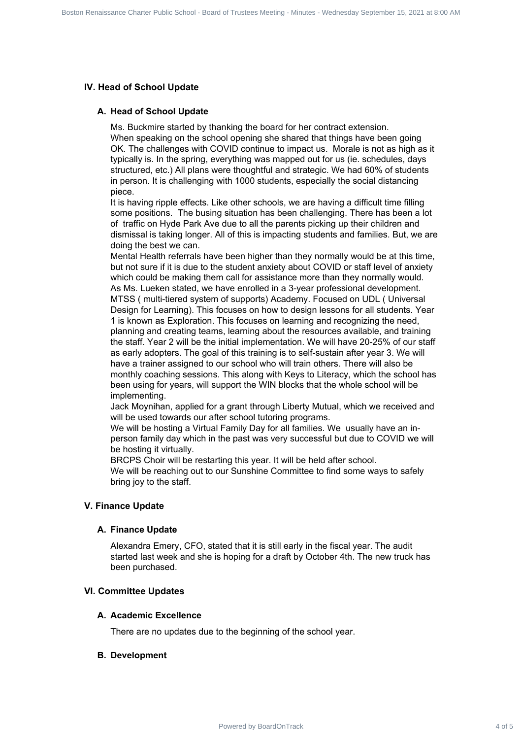## IV. Head of School Update

### A. Head of School Update

Ms. Buckmire started by thanking the board for her contract extension.
When speaking on the school opening she shared that things have been going OK. The challenges with COVID continue to impact us. Morale is not as high as it typically is. In the spring, everything was mapped out for us (ie. schedules, days structured, etc.) All plans were thoughtful and strategic. We had 60% of students in person. It is challenging with 1000 students, especially the social distancing piece.
It is having ripple effects. Like other schools, we are having a difficult time filling some positions. The busing situation has been challenging. There has been a lot of traffic on Hyde Park Ave due to all the parents picking up their children and dismissal is taking longer. All of this is impacting students and families. But, we are doing the best we can.
Mental Health referrals have been higher than they normally would be at this time, but not sure if it is due to the student anxiety about COVID or staff level of anxiety which could be making them call for assistance more than they normally would.
As Ms. Lueken stated, we have enrolled in a 3-year professional development. MTSS ( multi-tiered system of supports) Academy. Focused on UDL ( Universal Design for Learning). This focuses on how to design lessons for all students. Year 1 is known as Exploration. This focuses on learning and recognizing the need, planning and creating teams, learning about the resources available, and training the staff. Year 2 will be the initial implementation. We will have 20-25% of our staff as early adopters. The goal of this training is to self-sustain after year 3. We will have a trainer assigned to our school who will train others. There will also be monthly coaching sessions. This along with Keys to Literacy, which the school has been using for years, will support the WIN blocks that the whole school will be implementing.
Jack Moynihan, applied for a grant through Liberty Mutual, which we received and will be used towards our after school tutoring programs.
We will be hosting a Virtual Family Day for all families. We usually have an in-person family day which in the past was very successful but due to COVID we will be hosting it virtually.
BRCPS Choir will be restarting this year. It will be held after school.
We will be reaching out to our Sunshine Committee to find some ways to safely bring joy to the staff.

## V. Finance Update

### A. Finance Update

Alexandra Emery, CFO, stated that it is still early in the fiscal year. The audit started last week and she is hoping for a draft by October 4th. The new truck has been purchased.

## VI. Committee Updates

### A. Academic Excellence

There are no updates due to the beginning of the school year.

### B. Development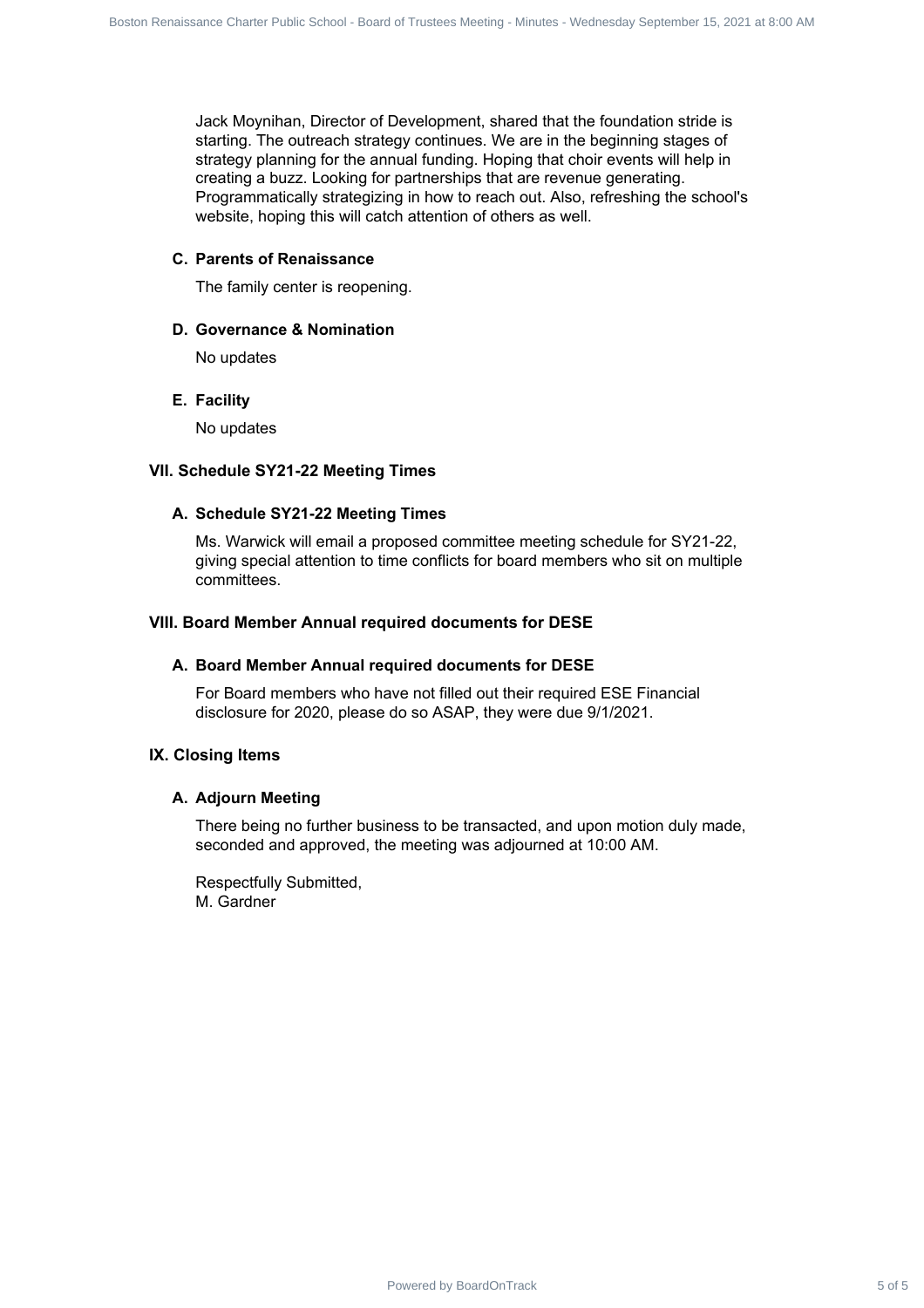Jack Moynihan, Director of Development, shared that the foundation stride is starting. The outreach strategy continues. We are in the beginning stages of strategy planning for the annual funding. Hoping that choir events will help in creating a buzz. Looking for partnerships that are revenue generating. Programmatically strategizing in how to reach out. Also, refreshing the school's website, hoping this will catch attention of others as well.

### C. Parents of Renaissance

The family center is reopening.

### D. Governance & Nomination

No updates

### E. Facility

No updates

## VII. Schedule SY21-22 Meeting Times

### A. Schedule SY21-22 Meeting Times

Ms. Warwick will email a proposed committee meeting schedule for SY21-22, giving special attention to time conflicts for board members who sit on multiple committees.

## VIII. Board Member Annual required documents for DESE

### A. Board Member Annual required documents for DESE

For Board members who have not filled out their required ESE Financial disclosure for 2020, please do so ASAP, they were due 9/1/2021.

## IX. Closing Items

### A. Adjourn Meeting

There being no further business to be transacted, and upon motion duly made, seconded and approved, the meeting was adjourned at 10:00 AM.

Respectfully Submitted,
M. Gardner